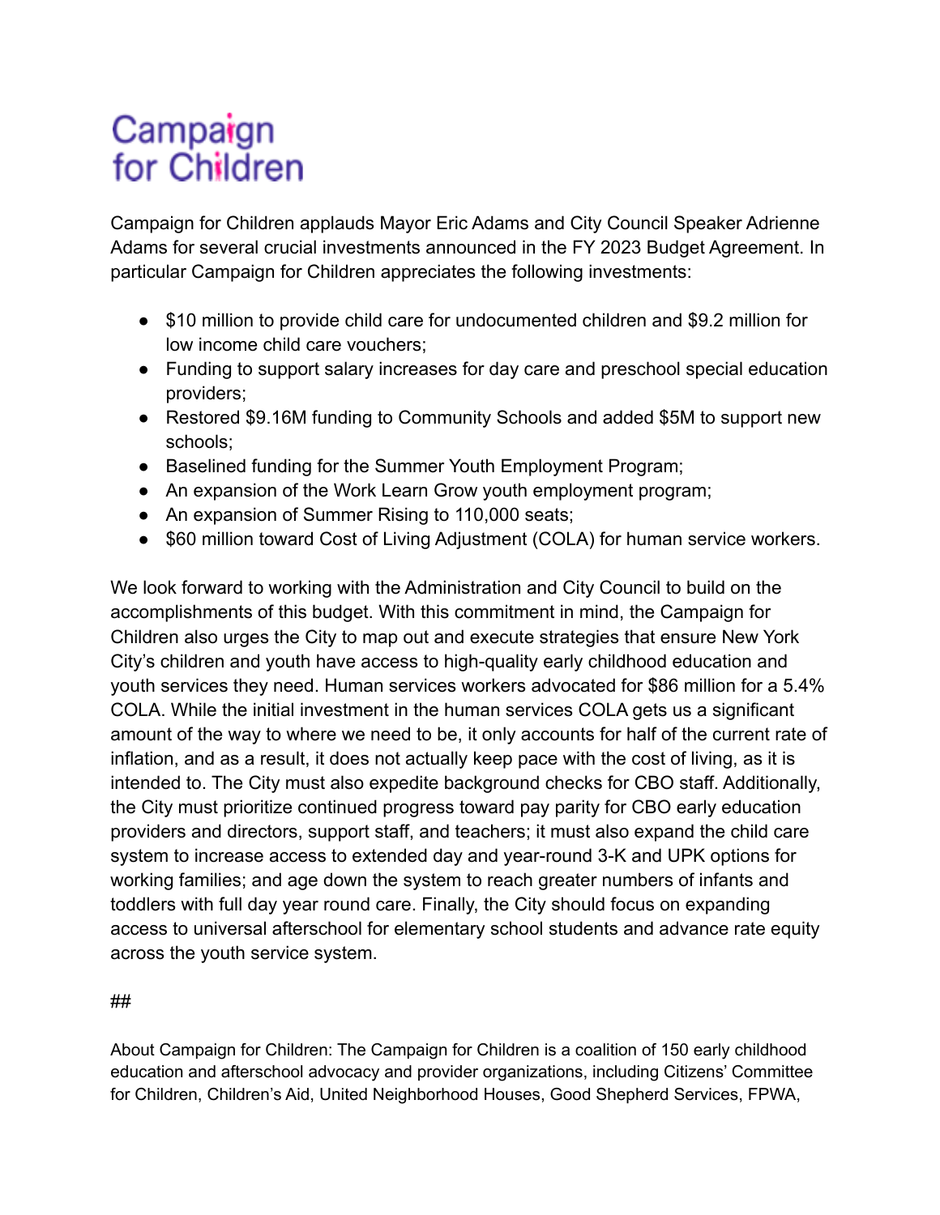# Campaign for Children

Campaign for Children applauds Mayor Eric Adams and City Council Speaker Adrienne Adams for several crucial investments announced in the FY 2023 Budget Agreement. In particular Campaign for Children appreciates the following investments:

- $10 million to provide child care for undocumented children and $9.2 million for low income child care vouchers;
- Funding to support salary increases for day care and preschool special education providers;
- Restored $9.16M funding to Community Schools and added $5M to support new schools;
- Baselined funding for the Summer Youth Employment Program;
- An expansion of the Work Learn Grow youth employment program;
- An expansion of Summer Rising to 110,000 seats;
- $60 million toward Cost of Living Adjustment (COLA) for human service workers.

We look forward to working with the Administration and City Council to build on the accomplishments of this budget. With this commitment in mind, the Campaign for Children also urges the City to map out and execute strategies that ensure New York City's children and youth have access to high-quality early childhood education and youth services they need. Human services workers advocated for $86 million for a 5.4% COLA. While the initial investment in the human services COLA gets us a significant amount of the way to where we need to be, it only accounts for half of the current rate of inflation, and as a result, it does not actually keep pace with the cost of living, as it is intended to. The City must also expedite background checks for CBO staff. Additionally, the City must prioritize continued progress toward pay parity for CBO early education providers and directors, support staff, and teachers; it must also expand the child care system to increase access to extended day and year-round 3-K and UPK options for working families; and age down the system to reach greater numbers of infants and toddlers with full day year round care. Finally, the City should focus on expanding access to universal afterschool for elementary school students and advance rate equity across the youth service system.

##

About Campaign for Children: The Campaign for Children is a coalition of 150 early childhood education and afterschool advocacy and provider organizations, including Citizens' Committee for Children, Children's Aid, United Neighborhood Houses, Good Shepherd Services, FPWA,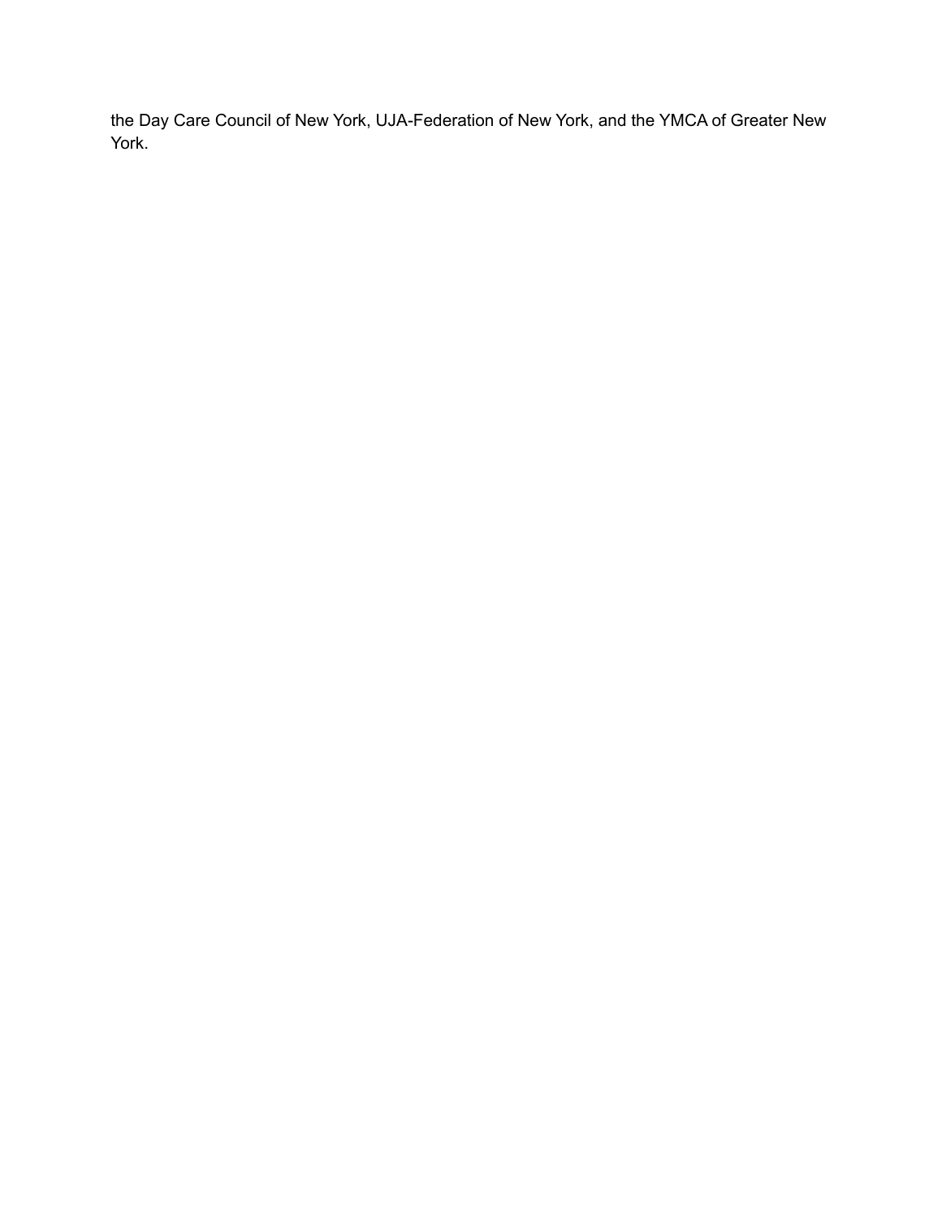the Day Care Council of New York, UJA-Federation of New York, and the YMCA of Greater New York.